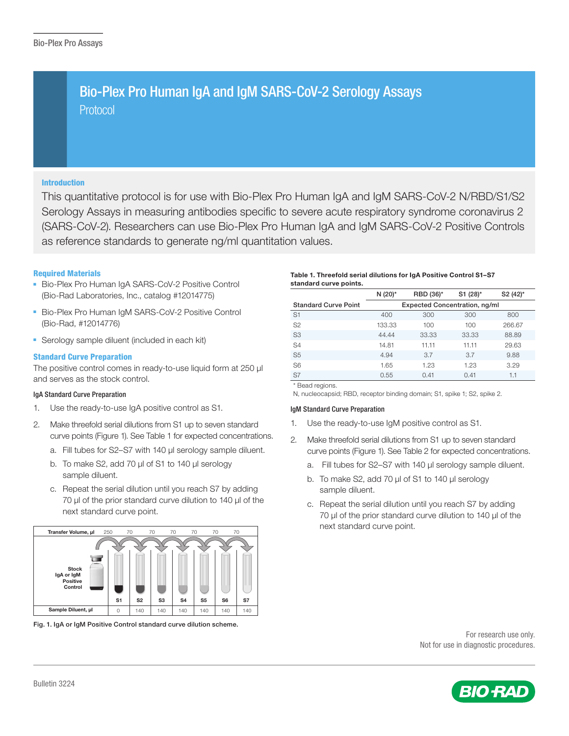# Bio-Plex Pro Human IgA and IgM SARS-CoV-2 Serology Assays

Protocol

## Introduction

This quantitative protocol is for use with Bio-Plex Pro Human IgA and IgM SARS-CoV-2 N/RBD/S1/S2 Serology Assays in measuring antibodies specific to severe acute respiratory syndrome coronavirus 2 (SARS-CoV-2). Researchers can use Bio-Plex Pro Human IgA and IgM SARS-CoV-2 Positive Controls as reference standards to generate ng/ml quantitation values.

## Required Materials

- Bio-Plex Pro Human IgA SARS-CoV-2 Positive Control (Bio-Rad Laboratories, Inc., catalog #12014775)
- Bio-Plex Pro Human IgM SARS-CoV-2 Positive Control (Bio-Rad, #12014776)
- Serology sample diluent (included in each kit)

## Standard Curve Preparation

The positive control comes in ready-to-use liquid form at 250 µl and serves as the stock control.

### IgA Standard Curve Preparation

1. Use the ready-to-use IgA positive control as S1.
2. Make threefold serial dilutions from S1 up to seven standard curve points (Figure 1). See Table 1 for expected concentrations.
   a. Fill tubes for S2–S7 with 140 µl serology sample diluent.
   b. To make S2, add 70 µl of S1 to 140 µl serology sample diluent.
   c. Repeat the serial dilution until you reach S7 by adding 70 µl of the prior standard curve dilution to 140 µl of the next standard curve point.

| | Stock IgA or IgM Positive Control | S1 | S2 | S3 | S4 | S5 | S6 | S7 |
|---|---|---|---|---|---|---|---|---|
| Transfer Volume, µl | | 250 | 70 | 70 | 70 | 70 | 70 | 70 |
| Sample Diluent, µl | | 0 | 140 | 140 | 140 | 140 | 140 | 140 |

Fig. 1. IgA or IgM Positive Control standard curve dilution scheme.

**Table 1. Threefold serial dilutions for IgA Positive Control S1–S7 standard curve points.**

| Standard Curve Point | N (20)* | RBD (36)* | S1 (28)* | S2 (42)* |
|---|---|---|---|---|
| | Expected Concentration, ng/ml | | | |
| S1 | 400 | 300 | 300 | 800 |
| S2 | 133.33 | 100 | 100 | 266.67 |
| S3 | 44.44 | 33.33 | 33.33 | 88.89 |
| S4 | 14.81 | 11.11 | 11.11 | 29.63 |
| S5 | 4.94 | 3.7 | 3.7 | 9.88 |
| S6 | 1.65 | 1.23 | 1.23 | 3.29 |
| S7 | 0.55 | 0.41 | 0.41 | 1.1 |

* Bead regions.
N, nucleocapsid; RBD, receptor binding domain; S1, spike 1; S2, spike 2.

### IgM Standard Curve Preparation

1. Use the ready-to-use IgM positive control as S1.
2. Make threefold serial dilutions from S1 up to seven standard curve points (Figure 1). See Table 2 for expected concentrations.
   a. Fill tubes for S2–S7 with 140 µl serology sample diluent.
   b. To make S2, add 70 µl of S1 to 140 µl serology sample diluent.
   c. Repeat the serial dilution until you reach S7 by adding 70 µl of the prior standard curve dilution to 140 µl of the next standard curve point.

For research use only.
Not for use in diagnostic procedures.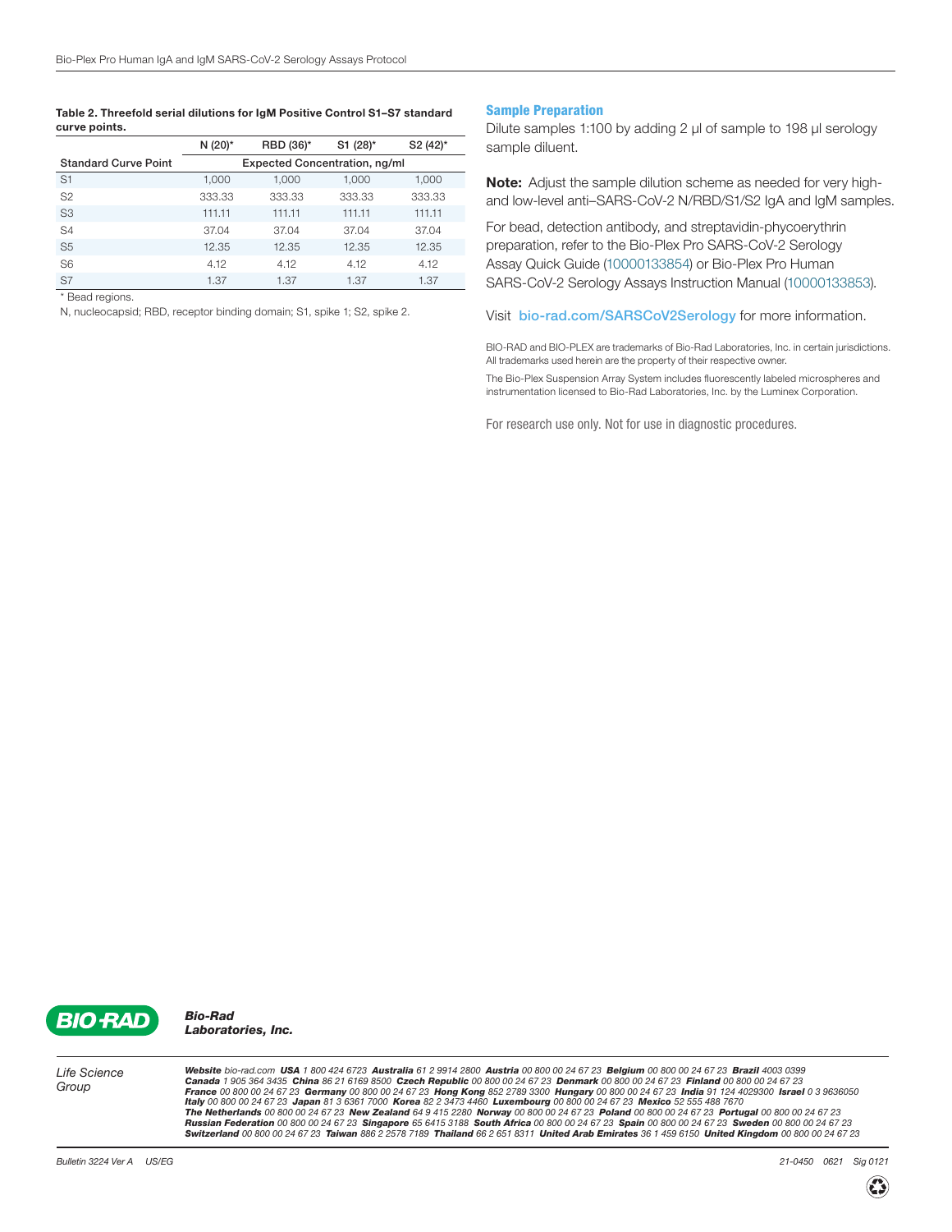**Table 2. Threefold serial dilutions for IgM Positive Control S1–S7 standard curve points.**

| | N (20)* | RBD (36)* | S1 (28)* | S2 (42)* |
|---|---|---|---|---|
| Standard Curve Point | Expected Concentration, ng/ml | | | |
| S1 | 1,000 | 1,000 | 1,000 | 1,000 |
| S2 | 333.33 | 333.33 | 333.33 | 333.33 |
| S3 | 111.11 | 111.11 | 111.11 | 111.11 |
| S4 | 37.04 | 37.04 | 37.04 | 37.04 |
| S5 | 12.35 | 12.35 | 12.35 | 12.35 |
| S6 | 4.12 | 4.12 | 4.12 | 4.12 |
| S7 | 1.37 | 1.37 | 1.37 | 1.37 |

\* Bead regions.

N, nucleocapsid; RBD, receptor binding domain; S1, spike 1; S2, spike 2.

## Sample Preparation

Dilute samples 1:100 by adding 2 µl of sample to 198 µl serology sample diluent.

**Note:** Adjust the sample dilution scheme as needed for very high- and low-level anti–SARS-CoV-2 N/RBD/S1/S2 IgA and IgM samples.

For bead, detection antibody, and streptavidin-phycoerythrin preparation, refer to the Bio-Plex Pro SARS-CoV-2 Serology Assay Quick Guide (10000133854) or Bio-Plex Pro Human SARS-CoV-2 Serology Assays Instruction Manual (10000133853).

Visit **bio-rad.com/SARSCoV2Serology** for more information.

BIO-RAD and BIO-PLEX are trademarks of Bio-Rad Laboratories, Inc. in certain jurisdictions. All trademarks used herein are the property of their respective owner.

The Bio-Plex Suspension Array System includes fluorescently labeled microspheres and instrumentation licensed to Bio-Rad Laboratories, Inc. by the Luminex Corporation.

For research use only. Not for use in diagnostic procedures.

BIO-RAD

***Bio-Rad Laboratories, Inc.***

*Life Science Group*

***Website*** *bio-rad.com* ***USA*** *1 800 424 6723* ***Australia*** *61 2 9914 2800* ***Austria*** *00 800 00 24 67 23* ***Belgium*** *00 800 00 24 67 23* ***Brazil*** *4003 0399* ***Canada*** *1 905 364 3435* ***China*** *86 21 6169 8500* ***Czech Republic*** *00 800 00 24 67 23* ***Denmark*** *00 800 00 24 67 23* ***Finland*** *00 800 00 24 67 23* ***France*** *00 800 00 24 67 23* ***Germany*** *00 800 00 24 67 23* ***Hong Kong*** *852 2789 3300* ***Hungary*** *00 800 00 24 67 23* ***India*** *91 124 4029300* ***Israel*** *0 3 9636050* ***Italy*** *00 800 00 24 67 23* ***Japan*** *81 3 6361 7000* ***Korea*** *82 2 3473 4460* ***Luxembourg*** *00 800 00 24 67 23* ***Mexico*** *52 555 488 7670* ***The Netherlands*** *00 800 00 24 67 23* ***New Zealand*** *64 9 415 2280* ***Norway*** *00 800 00 24 67 23* ***Poland*** *00 800 00 24 67 23* ***Portugal*** *00 800 00 24 67 23* ***Russian Federation*** *00 800 00 24 67 23* ***Singapore*** *65 6415 3188* ***South Africa*** *00 800 00 24 67 23* ***Spain*** *00 800 00 24 67 23* ***Sweden*** *00 800 00 24 67 23* ***Switzerland*** *00 800 00 24 67 23* ***Taiwan*** *886 2 2578 7189* ***Thailand*** *66 2 651 8311* ***United Arab Emirates*** *36 1 459 6150* ***United Kingdom*** *00 800 00 24 67 23*

*Bulletin 3224 Ver A US/EG*

*21-0450 0621 Sig 0121*